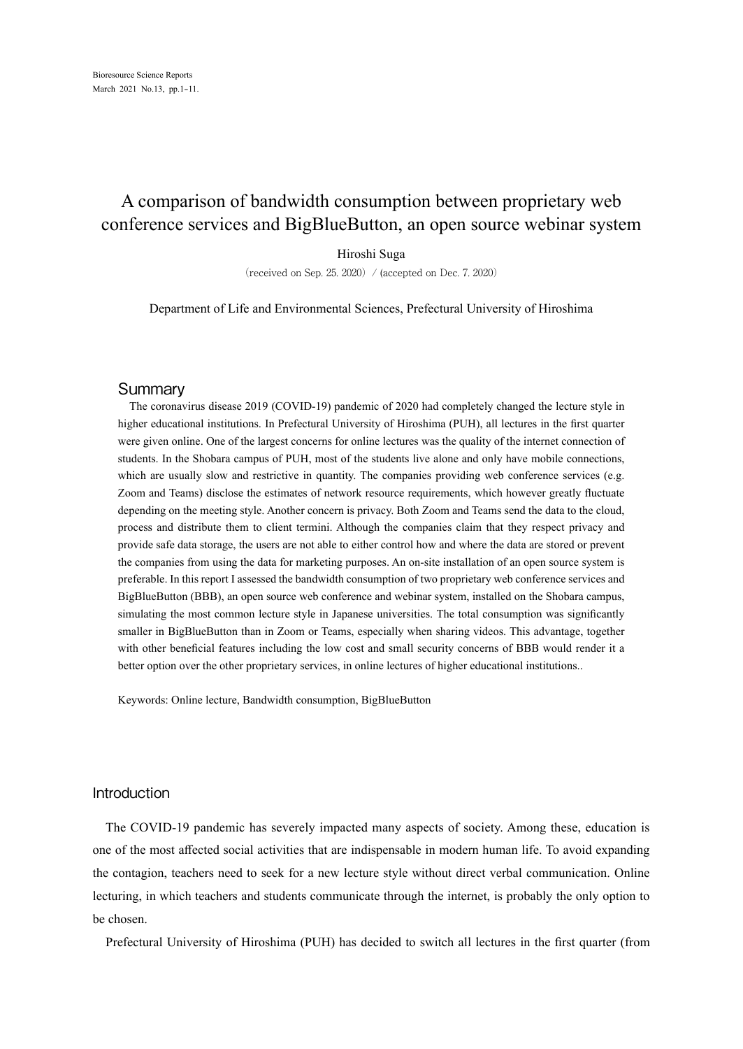# A comparison of bandwidth consumption between proprietary web conference services and BigBlueButton, an open source webinar system

Hiroshi Suga

（received on Sep. 25. 2020）/ (accepted on Dec. 7. 2020)

Department of Life and Environmental Sciences, Prefectural University of Hiroshima

## Summary

The coronavirus disease 2019 (COVID-19) pandemic of 2020 had completely changed the lecture style in higher educational institutions. In Prefectural University of Hiroshima (PUH), all lectures in the first quarter were given online. One of the largest concerns for online lectures was the quality of the internet connection of students. In the Shobara campus of PUH, most of the students live alone and only have mobile connections, which are usually slow and restrictive in quantity. The companies providing web conference services (e.g. Zoom and Teams) disclose the estimates of network resource requirements, which however greatly fluctuate depending on the meeting style. Another concern is privacy. Both Zoom and Teams send the data to the cloud, process and distribute them to client termini. Although the companies claim that they respect privacy and provide safe data storage, the users are not able to either control how and where the data are stored or prevent the companies from using the data for marketing purposes. An on-site installation of an open source system is preferable. In this report I assessed the bandwidth consumption of two proprietary web conference services and BigBlueButton (BBB), an open source web conference and webinar system, installed on the Shobara campus, simulating the most common lecture style in Japanese universities. The total consumption was significantly smaller in BigBlueButton than in Zoom or Teams, especially when sharing videos. This advantage, together with other beneficial features including the low cost and small security concerns of BBB would render it a better option over the other proprietary services, in online lectures of higher educational institutions..

Keywords: Online lecture, Bandwidth consumption, BigBlueButton

## Introduction

The COVID-19 pandemic has severely impacted many aspects of society. Among these, education is one of the most affected social activities that are indispensable in modern human life. To avoid expanding the contagion, teachers need to seek for a new lecture style without direct verbal communication. Online lecturing, in which teachers and students communicate through the internet, is probably the only option to be chosen.

Prefectural University of Hiroshima (PUH) has decided to switch all lectures in the first quarter (from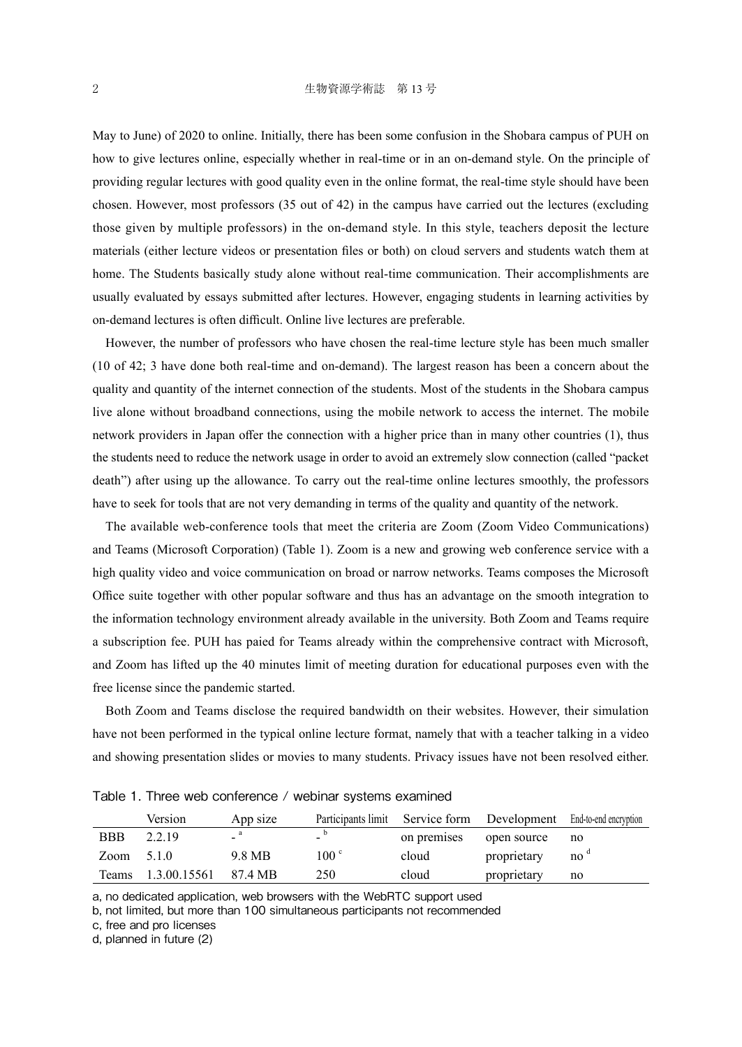May to June) of 2020 to online. Initially, there has been some confusion in the Shobara campus of PUH on how to give lectures online, especially whether in real-time or in an on-demand style. On the principle of providing regular lectures with good quality even in the online format, the real-time style should have been chosen. However, most professors (35 out of 42) in the campus have carried out the lectures (excluding those given by multiple professors) in the on-demand style. In this style, teachers deposit the lecture materials (either lecture videos or presentation files or both) on cloud servers and students watch them at home. The Students basically study alone without real-time communication. Their accomplishments are usually evaluated by essays submitted after lectures. However, engaging students in learning activities by on-demand lectures is often difficult. Online live lectures are preferable.

However, the number of professors who have chosen the real-time lecture style has been much smaller (10 of 42; 3 have done both real-time and on-demand). The largest reason has been a concern about the quality and quantity of the internet connection of the students. Most of the students in the Shobara campus live alone without broadband connections, using the mobile network to access the internet. The mobile network providers in Japan offer the connection with a higher price than in many other countries (1), thus the students need to reduce the network usage in order to avoid an extremely slow connection (called "packet death") after using up the allowance. To carry out the real-time online lectures smoothly, the professors have to seek for tools that are not very demanding in terms of the quality and quantity of the network.

The available web-conference tools that meet the criteria are Zoom (Zoom Video Communications) and Teams (Microsoft Corporation) (Table 1). Zoom is a new and growing web conference service with a high quality video and voice communication on broad or narrow networks. Teams composes the Microsoft Office suite together with other popular software and thus has an advantage on the smooth integration to the information technology environment already available in the university. Both Zoom and Teams require a subscription fee. PUH has paied for Teams already within the comprehensive contract with Microsoft, and Zoom has lifted up the 40 minutes limit of meeting duration for educational purposes even with the free license since the pandemic started.

Both Zoom and Teams disclose the required bandwidth on their websites. However, their simulation have not been performed in the typical online lecture format, namely that with a teacher talking in a video and showing presentation slides or movies to many students. Privacy issues have not been resolved either.

Table 1. Three web conference / webinar systems examined

| | Version | App size | Participants limit | Service form | Development | End-to-end encryption |
|---|---|---|---|---|---|---|
| BBB | 2.2.19 | - [a] | - [b] | on premises | open source | no |
| Zoom | 5.1.0 | 9.8 MB | 100 [c] | cloud | proprietary | no [d] |
| Teams | 1.3.00.15561 | 87.4 MB | 250 | cloud | proprietary | no |

a, no dedicated application, web browsers with the WebRTC support used
b, not limited, but more than 100 simultaneous participants not recommended
c, free and pro licenses
d, planned in future (2)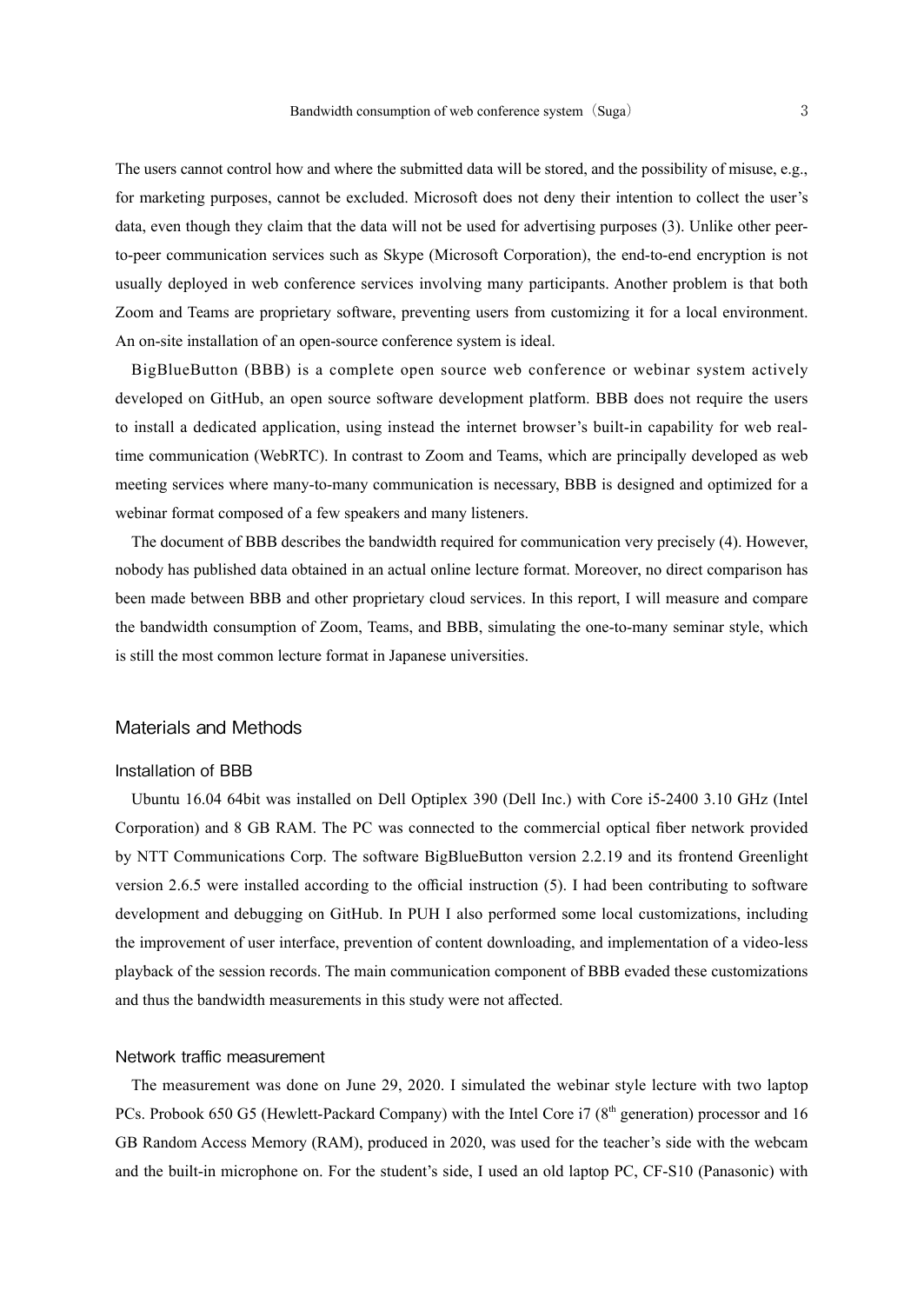The users cannot control how and where the submitted data will be stored, and the possibility of misuse, e.g., for marketing purposes, cannot be excluded. Microsoft does not deny their intention to collect the user's data, even though they claim that the data will not be used for advertising purposes (3). Unlike other peer-to-peer communication services such as Skype (Microsoft Corporation), the end-to-end encryption is not usually deployed in web conference services involving many participants. Another problem is that both Zoom and Teams are proprietary software, preventing users from customizing it for a local environment. An on-site installation of an open-source conference system is ideal.

BigBlueButton (BBB) is a complete open source web conference or webinar system actively developed on GitHub, an open source software development platform. BBB does not require the users to install a dedicated application, using instead the internet browser's built-in capability for web real-time communication (WebRTC). In contrast to Zoom and Teams, which are principally developed as web meeting services where many-to-many communication is necessary, BBB is designed and optimized for a webinar format composed of a few speakers and many listeners.

The document of BBB describes the bandwidth required for communication very precisely (4). However, nobody has published data obtained in an actual online lecture format. Moreover, no direct comparison has been made between BBB and other proprietary cloud services. In this report, I will measure and compare the bandwidth consumption of Zoom, Teams, and BBB, simulating the one-to-many seminar style, which is still the most common lecture format in Japanese universities.

## Materials and Methods

### Installation of BBB

Ubuntu 16.04 64bit was installed on Dell Optiplex 390 (Dell Inc.) with Core i5-2400 3.10 GHz (Intel Corporation) and 8 GB RAM. The PC was connected to the commercial optical fiber network provided by NTT Communications Corp. The software BigBlueButton version 2.2.19 and its frontend Greenlight version 2.6.5 were installed according to the official instruction (5). I had been contributing to software development and debugging on GitHub. In PUH I also performed some local customizations, including the improvement of user interface, prevention of content downloading, and implementation of a video-less playback of the session records. The main communication component of BBB evaded these customizations and thus the bandwidth measurements in this study were not affected.

### Network traffic measurement

The measurement was done on June 29, 2020. I simulated the webinar style lecture with two laptop PCs. Probook 650 G5 (Hewlett-Packard Company) with the Intel Core i7 (8th generation) processor and 16 GB Random Access Memory (RAM), produced in 2020, was used for the teacher's side with the webcam and the built-in microphone on. For the student's side, I used an old laptop PC, CF-S10 (Panasonic) with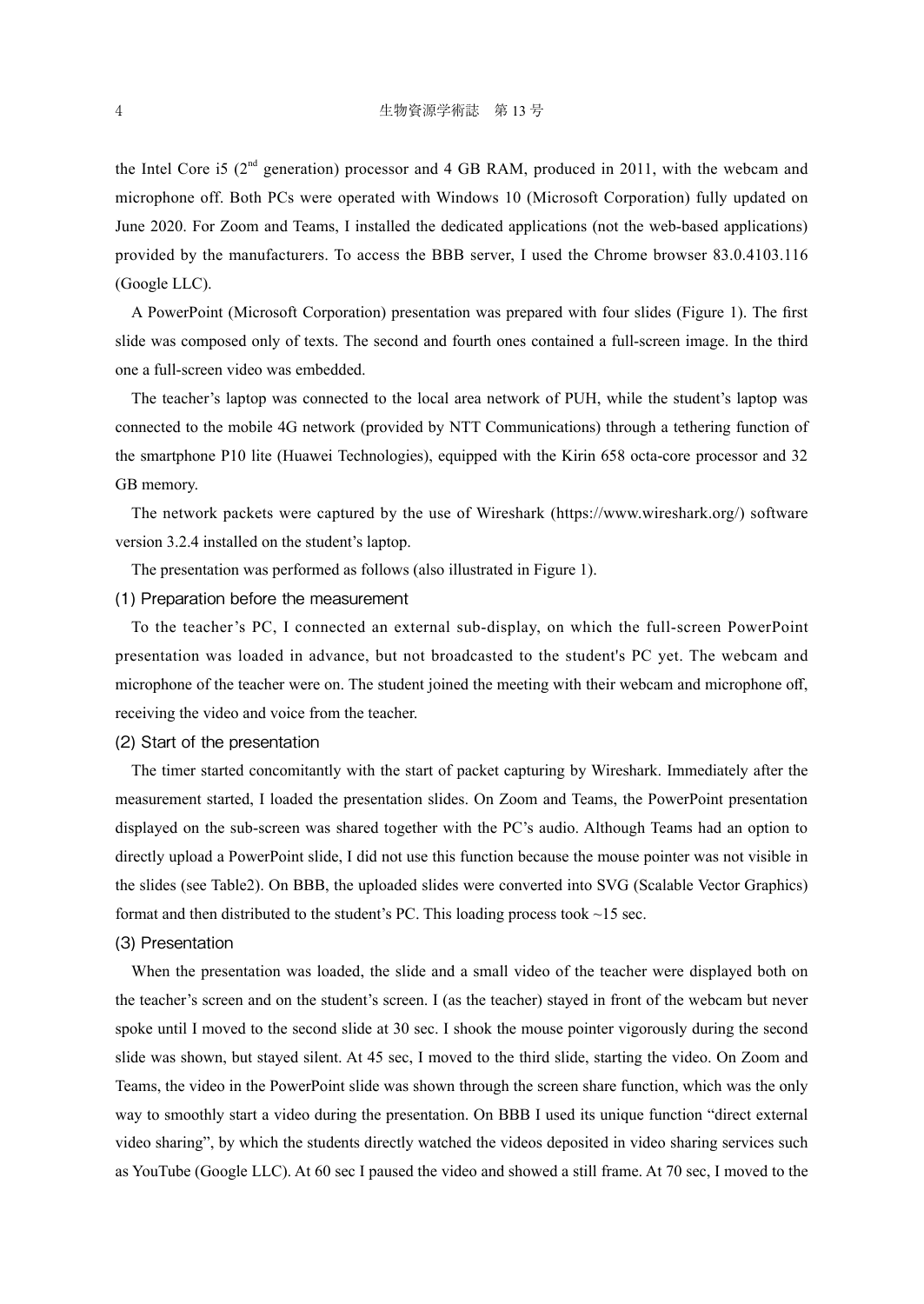the Intel Core i5 (2nd generation) processor and 4 GB RAM, produced in 2011, with the webcam and microphone off. Both PCs were operated with Windows 10 (Microsoft Corporation) fully updated on June 2020. For Zoom and Teams, I installed the dedicated applications (not the web-based applications) provided by the manufacturers. To access the BBB server, I used the Chrome browser 83.0.4103.116 (Google LLC).

A PowerPoint (Microsoft Corporation) presentation was prepared with four slides (Figure 1). The first slide was composed only of texts. The second and fourth ones contained a full-screen image. In the third one a full-screen video was embedded.

The teacher's laptop was connected to the local area network of PUH, while the student's laptop was connected to the mobile 4G network (provided by NTT Communications) through a tethering function of the smartphone P10 lite (Huawei Technologies), equipped with the Kirin 658 octa-core processor and 32 GB memory.

The network packets were captured by the use of Wireshark (https://www.wireshark.org/) software version 3.2.4 installed on the student's laptop.

The presentation was performed as follows (also illustrated in Figure 1).

(1) Preparation before the measurement

To the teacher's PC, I connected an external sub-display, on which the full-screen PowerPoint presentation was loaded in advance, but not broadcasted to the student's PC yet. The webcam and microphone of the teacher were on. The student joined the meeting with their webcam and microphone off, receiving the video and voice from the teacher.

(2) Start of the presentation

The timer started concomitantly with the start of packet capturing by Wireshark. Immediately after the measurement started, I loaded the presentation slides. On Zoom and Teams, the PowerPoint presentation displayed on the sub-screen was shared together with the PC's audio. Although Teams had an option to directly upload a PowerPoint slide, I did not use this function because the mouse pointer was not visible in the slides (see Table2). On BBB, the uploaded slides were converted into SVG (Scalable Vector Graphics) format and then distributed to the student's PC. This loading process took ~15 sec.

(3) Presentation

When the presentation was loaded, the slide and a small video of the teacher were displayed both on the teacher's screen and on the student's screen. I (as the teacher) stayed in front of the webcam but never spoke until I moved to the second slide at 30 sec. I shook the mouse pointer vigorously during the second slide was shown, but stayed silent. At 45 sec, I moved to the third slide, starting the video. On Zoom and Teams, the video in the PowerPoint slide was shown through the screen share function, which was the only way to smoothly start a video during the presentation. On BBB I used its unique function "direct external video sharing", by which the students directly watched the videos deposited in video sharing services such as YouTube (Google LLC). At 60 sec I paused the video and showed a still frame. At 70 sec, I moved to the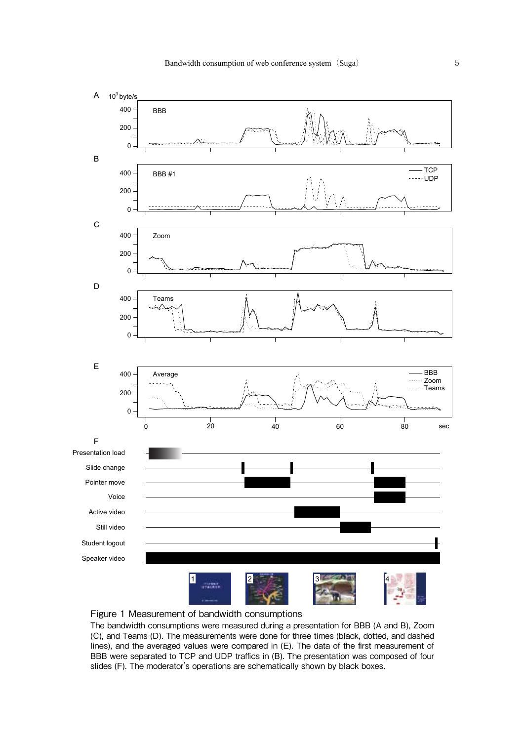Figure 1 Measurement of bandwidth consumptions

The bandwidth consumptions were measured during a presentation for BBB (A and B), Zoom (C), and Teams (D). The measurements were done for three times (black, dotted, and dashed lines), and the averaged values were compared in (E). The data of the first measurement of BBB were separated to TCP and UDP traffics in (B). The presentation was composed of four slides (F). The moderator's operations are schematically shown by black boxes.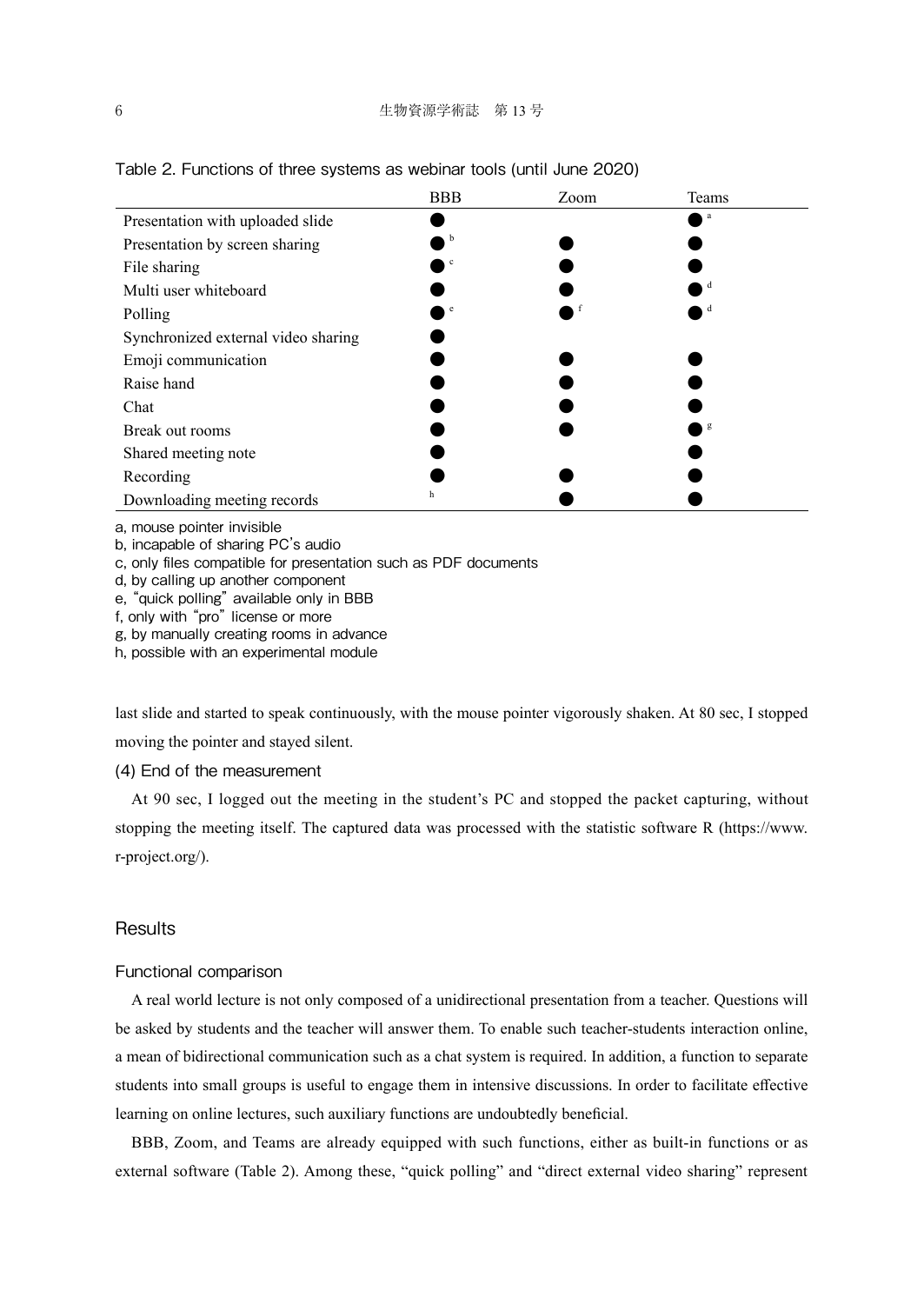Table 2. Functions of three systems as webinar tools (until June 2020)

| | BBB | Zoom | Teams |
|---|---|---|---|
| Presentation with uploaded slide | ● | | ● [a] |
| Presentation by screen sharing | ● [b] | ● | ● |
| File sharing | ● [c] | ● | ● |
| Multi user whiteboard | ● | ● | ● [d] |
| Polling | ● [e] | ● [f] | ● [d] |
| Synchronized external video sharing | ● | | |
| Emoji communication | ● | ● | ● |
| Raise hand | ● | ● | ● |
| Chat | ● | ● | ● |
| Break out rooms | ● | ● | ● [g] |
| Shared meeting note | ● | | ● |
| Recording | ● | ● | ● |
| Downloading meeting records | [h] | ● | ● |

a, mouse pointer invisible
b, incapable of sharing PC's audio
c, only files compatible for presentation such as PDF documents
d, by calling up another component
e, "quick polling" available only in BBB
f, only with "pro" license or more
g, by manually creating rooms in advance
h, possible with an experimental module

last slide and started to speak continuously, with the mouse pointer vigorously shaken. At 80 sec, I stopped moving the pointer and stayed silent.

(4) End of the measurement

At 90 sec, I logged out the meeting in the student's PC and stopped the packet capturing, without stopping the meeting itself. The captured data was processed with the statistic software R (https://www.r-project.org/).

## Results

### Functional comparison

A real world lecture is not only composed of a unidirectional presentation from a teacher. Questions will be asked by students and the teacher will answer them. To enable such teacher-students interaction online, a mean of bidirectional communication such as a chat system is required. In addition, a function to separate students into small groups is useful to engage them in intensive discussions. In order to facilitate effective learning on online lectures, such auxiliary functions are undoubtedly beneficial.

BBB, Zoom, and Teams are already equipped with such functions, either as built-in functions or as external software (Table 2). Among these, "quick polling" and "direct external video sharing" represent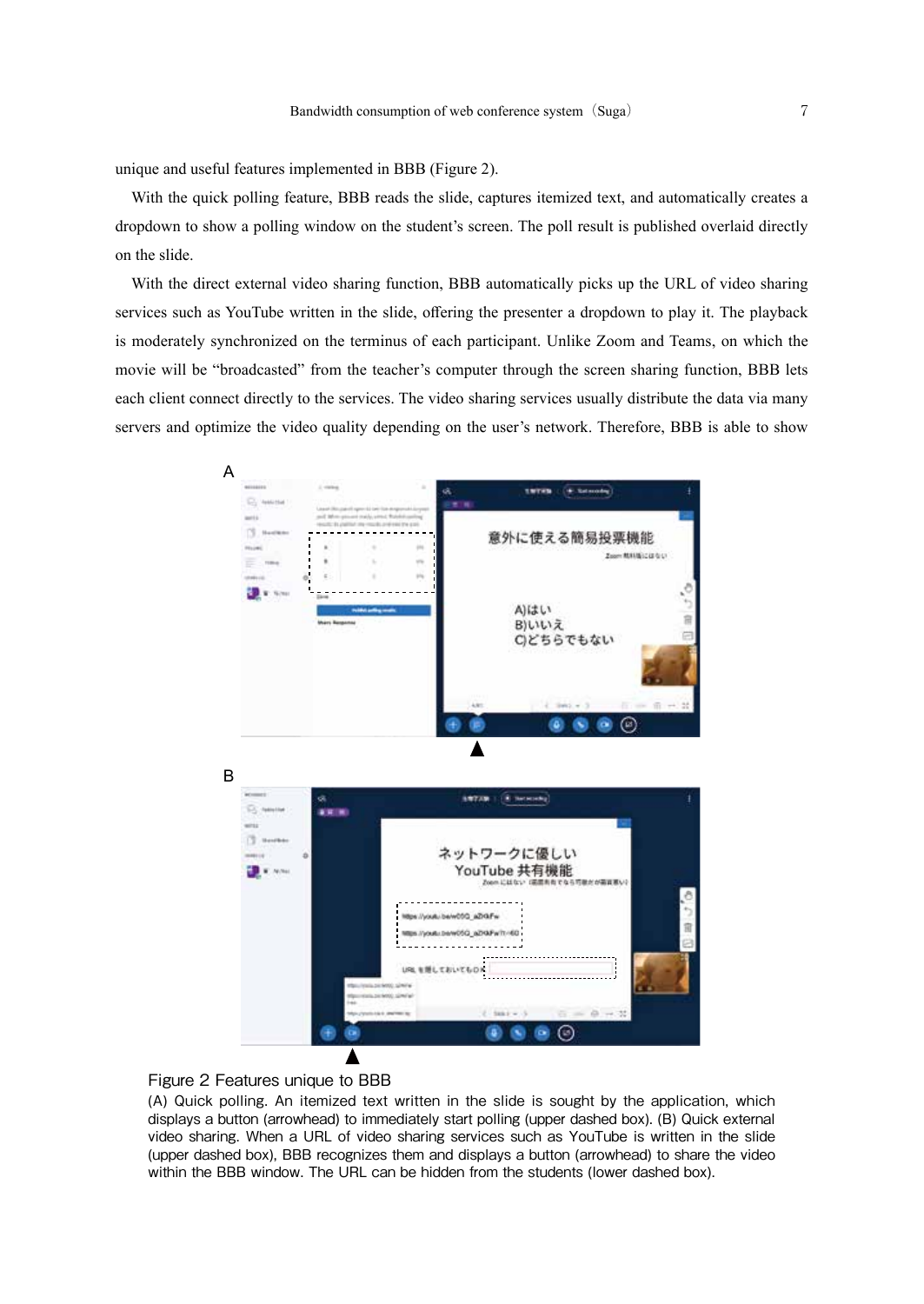unique and useful features implemented in BBB (Figure 2).

With the quick polling feature, BBB reads the slide, captures itemized text, and automatically creates a dropdown to show a polling window on the student's screen. The poll result is published overlaid directly on the slide.

With the direct external video sharing function, BBB automatically picks up the URL of video sharing services such as YouTube written in the slide, offering the presenter a dropdown to play it. The playback is moderately synchronized on the terminus of each participant. Unlike Zoom and Teams, on which the movie will be "broadcasted" from the teacher's computer through the screen sharing function, BBB lets each client connect directly to the services. The video sharing services usually distribute the data via many servers and optimize the video quality depending on the user's network. Therefore, BBB is able to show

Figure 2 Features unique to BBB

(A) Quick polling. An itemized text written in the slide is sought by the application, which displays a button (arrowhead) to immediately start polling (upper dashed box). (B) Quick external video sharing. When a URL of video sharing services such as YouTube is written in the slide (upper dashed box), BBB recognizes them and displays a button (arrowhead) to share the video within the BBB window. The URL can be hidden from the students (lower dashed box).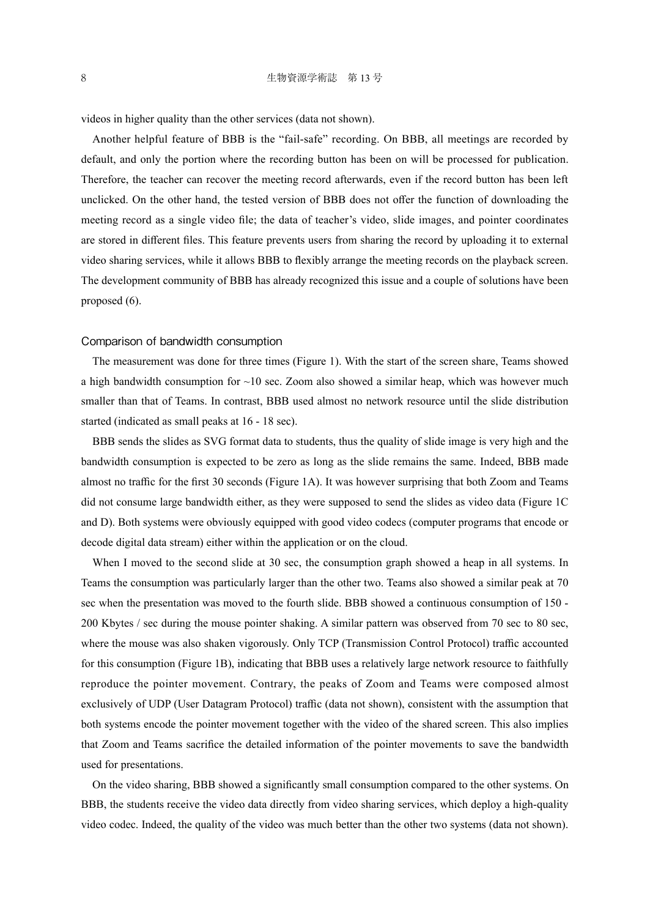videos in higher quality than the other services (data not shown).

Another helpful feature of BBB is the “fail-safe” recording. On BBB, all meetings are recorded by default, and only the portion where the recording button has been on will be processed for publication. Therefore, the teacher can recover the meeting record afterwards, even if the record button has been left unclicked. On the other hand, the tested version of BBB does not offer the function of downloading the meeting record as a single video file; the data of teacher’s video, slide images, and pointer coordinates are stored in different files. This feature prevents users from sharing the record by uploading it to external video sharing services, while it allows BBB to flexibly arrange the meeting records on the playback screen. The development community of BBB has already recognized this issue and a couple of solutions have been proposed (6).

### Comparison of bandwidth consumption

The measurement was done for three times (Figure 1). With the start of the screen share, Teams showed a high bandwidth consumption for ~10 sec. Zoom also showed a similar heap, which was however much smaller than that of Teams. In contrast, BBB used almost no network resource until the slide distribution started (indicated as small peaks at 16 - 18 sec).

BBB sends the slides as SVG format data to students, thus the quality of slide image is very high and the bandwidth consumption is expected to be zero as long as the slide remains the same. Indeed, BBB made almost no traffic for the first 30 seconds (Figure 1A). It was however surprising that both Zoom and Teams did not consume large bandwidth either, as they were supposed to send the slides as video data (Figure 1C and D). Both systems were obviously equipped with good video codecs (computer programs that encode or decode digital data stream) either within the application or on the cloud.

When I moved to the second slide at 30 sec, the consumption graph showed a heap in all systems. In Teams the consumption was particularly larger than the other two. Teams also showed a similar peak at 70 sec when the presentation was moved to the fourth slide. BBB showed a continuous consumption of 150 - 200 Kbytes / sec during the mouse pointer shaking. A similar pattern was observed from 70 sec to 80 sec, where the mouse was also shaken vigorously. Only TCP (Transmission Control Protocol) traffic accounted for this consumption (Figure 1B), indicating that BBB uses a relatively large network resource to faithfully reproduce the pointer movement. Contrary, the peaks of Zoom and Teams were composed almost exclusively of UDP (User Datagram Protocol) traffic (data not shown), consistent with the assumption that both systems encode the pointer movement together with the video of the shared screen. This also implies that Zoom and Teams sacrifice the detailed information of the pointer movements to save the bandwidth used for presentations.

On the video sharing, BBB showed a significantly small consumption compared to the other systems. On BBB, the students receive the video data directly from video sharing services, which deploy a high-quality video codec. Indeed, the quality of the video was much better than the other two systems (data not shown).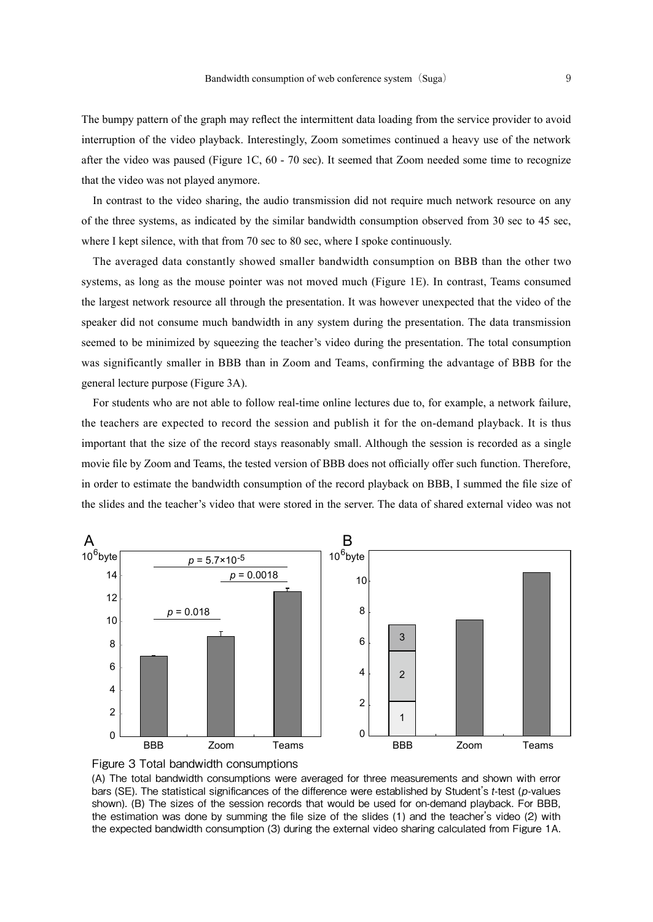The bumpy pattern of the graph may reflect the intermittent data loading from the service provider to avoid interruption of the video playback. Interestingly, Zoom sometimes continued a heavy use of the network after the video was paused (Figure 1C, 60 - 70 sec). It seemed that Zoom needed some time to recognize that the video was not played anymore.

In contrast to the video sharing, the audio transmission did not require much network resource on any of the three systems, as indicated by the similar bandwidth consumption observed from 30 sec to 45 sec, where I kept silence, with that from 70 sec to 80 sec, where I spoke continuously.

The averaged data constantly showed smaller bandwidth consumption on BBB than the other two systems, as long as the mouse pointer was not moved much (Figure 1E). In contrast, Teams consumed the largest network resource all through the presentation. It was however unexpected that the video of the speaker did not consume much bandwidth in any system during the presentation. The data transmission seemed to be minimized by squeezing the teacher's video during the presentation. The total consumption was significantly smaller in BBB than in Zoom and Teams, confirming the advantage of BBB for the general lecture purpose (Figure 3A).

For students who are not able to follow real-time online lectures due to, for example, a network failure, the teachers are expected to record the session and publish it for the on-demand playback. It is thus important that the size of the record stays reasonably small. Although the session is recorded as a single movie file by Zoom and Teams, the tested version of BBB does not officially offer such function. Therefore, in order to estimate the bandwidth consumption of the record playback on BBB, I summed the file size of the slides and the teacher's video that were stored in the server. The data of shared external video was not

Figure 3 Total bandwidth consumptions

(A) The total bandwidth consumptions were averaged for three measurements and shown with error bars (SE). The statistical significances of the difference were established by Student's *t*-test (*p*-values shown). (B) The sizes of the session records that would be used for on-demand playback. For BBB, the estimation was done by summing the file size of the slides (1) and the teacher's video (2) with the expected bandwidth consumption (3) during the external video sharing calculated from Figure 1A.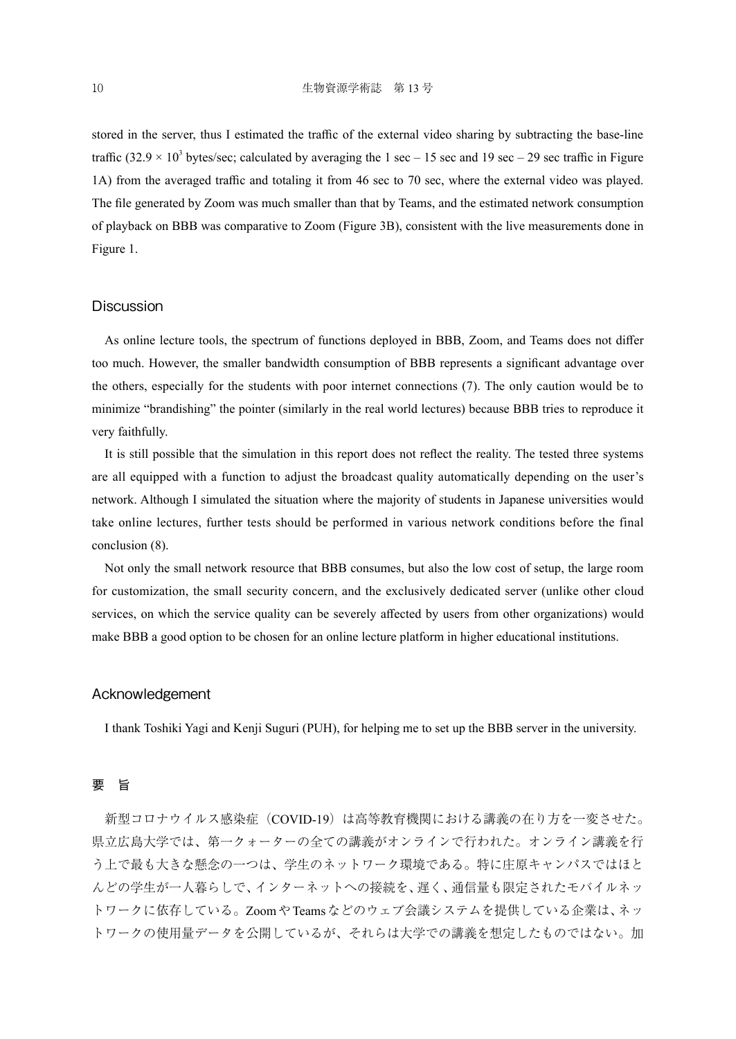stored in the server, thus I estimated the traffic of the external video sharing by subtracting the base-line traffic ($32.9 \times 10^3$ bytes/sec; calculated by averaging the 1 sec – 15 sec and 19 sec – 29 sec traffic in Figure 1A) from the averaged traffic and totaling it from 46 sec to 70 sec, where the external video was played. The file generated by Zoom was much smaller than that by Teams, and the estimated network consumption of playback on BBB was comparative to Zoom (Figure 3B), consistent with the live measurements done in Figure 1.

## Discussion

As online lecture tools, the spectrum of functions deployed in BBB, Zoom, and Teams does not differ too much. However, the smaller bandwidth consumption of BBB represents a significant advantage over the others, especially for the students with poor internet connections (7). The only caution would be to minimize "brandishing" the pointer (similarly in the real world lectures) because BBB tries to reproduce it very faithfully.

It is still possible that the simulation in this report does not reflect the reality. The tested three systems are all equipped with a function to adjust the broadcast quality automatically depending on the user's network. Although I simulated the situation where the majority of students in Japanese universities would take online lectures, further tests should be performed in various network conditions before the final conclusion (8).

Not only the small network resource that BBB consumes, but also the low cost of setup, the large room for customization, the small security concern, and the exclusively dedicated server (unlike other cloud services, on which the service quality can be severely affected by users from other organizations) would make BBB a good option to be chosen for an online lecture platform in higher educational institutions.

## Acknowledgement

I thank Toshiki Yagi and Kenji Suguri (PUH), for helping me to set up the BBB server in the university.

## 要　旨

新型コロナウイルス感染症（COVID-19）は高等教育機関における講義の在り方を一変させた。県立広島大学では、第一クォーターの全ての講義がオンラインで行われた。オンライン講義を行う上で最も大きな懸念の一つは、学生のネットワーク環境である。特に庄原キャンパスではほとんどの学生が一人暮らしで、インターネットへの接続を、遅く、通信量も限定されたモバイルネットワークに依存している。ZoomやTeamsなどのウェブ会議システムを提供している企業は、ネットワークの使用量データを公開しているが、それらは大学での講義を想定したものではない。加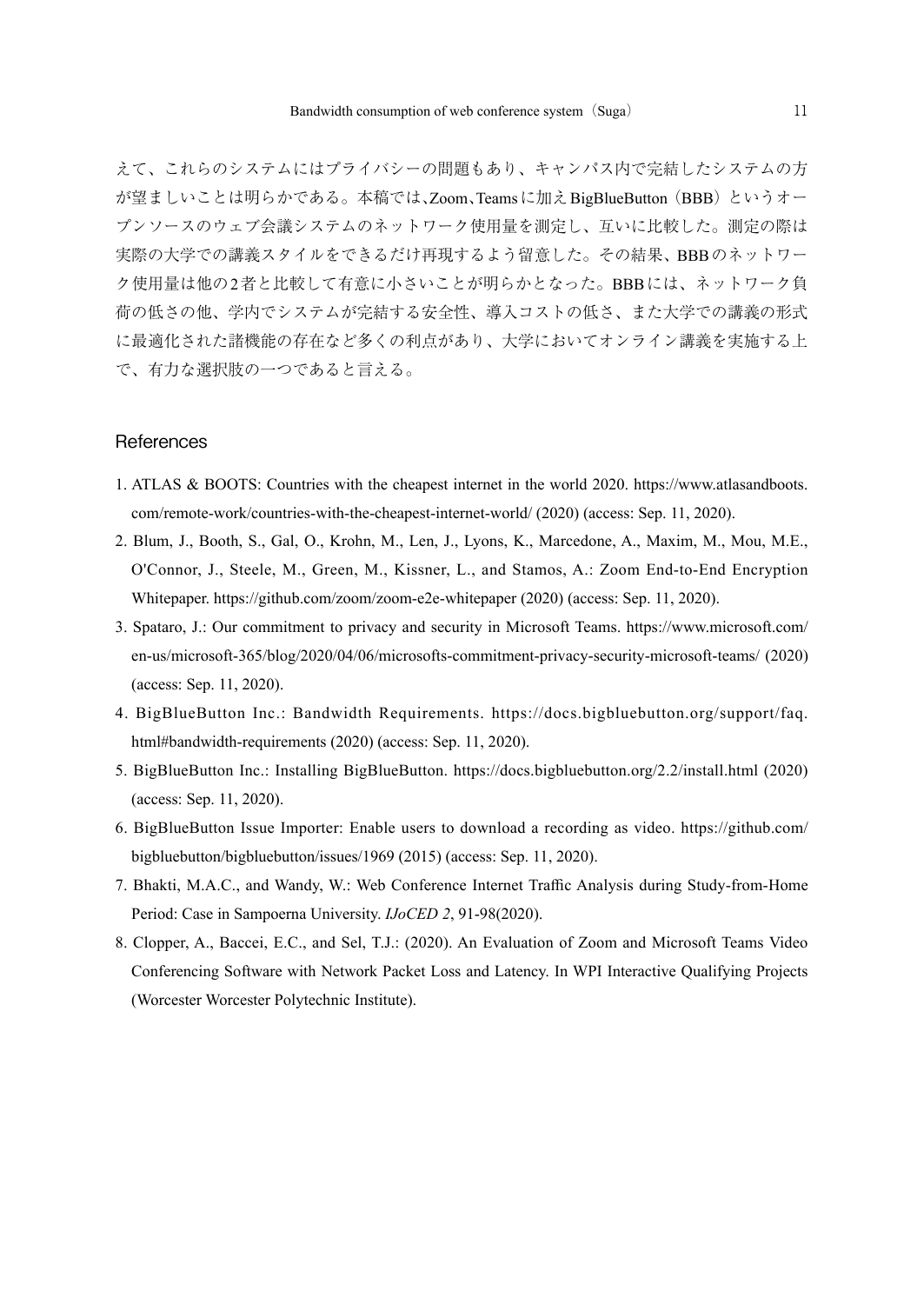えて、これらのシステムにはプライバシーの問題もあり、キャンパス内で完結したシステムの方が望ましいことは明らかである。本稿では、Zoom、Teamsに加えBigBlueButton（BBB）というオープンソースのウェブ会議システムのネットワーク使用量を測定し、互いに比較した。測定の際は実際の大学での講義スタイルをできるだけ再現するよう留意した。その結果、BBBのネットワーク使用量は他の2者と比較して有意に小さいことが明らかとなった。BBBには、ネットワーク負荷の低さの他、学内でシステムが完結する安全性、導入コストの低さ、また大学での講義の形式に最適化された諸機能の存在など多くの利点があり、大学においてオンライン講義を実施する上で、有力な選択肢の一つであると言える。

## References

1. ATLAS & BOOTS: Countries with the cheapest internet in the world 2020. https://www.atlasandboots.com/remote-work/countries-with-the-cheapest-internet-world/ (2020) (access: Sep. 11, 2020).
2. Blum, J., Booth, S., Gal, O., Krohn, M., Len, J., Lyons, K., Marcedone, A., Maxim, M., Mou, M.E., O'Connor, J., Steele, M., Green, M., Kissner, L., and Stamos, A.: Zoom End-to-End Encryption Whitepaper. https://github.com/zoom/zoom-e2e-whitepaper (2020) (access: Sep. 11, 2020).
3. Spataro, J.: Our commitment to privacy and security in Microsoft Teams. https://www.microsoft.com/en-us/microsoft-365/blog/2020/04/06/microsofts-commitment-privacy-security-microsoft-teams/ (2020) (access: Sep. 11, 2020).
4. BigBlueButton Inc.: Bandwidth Requirements. https://docs.bigbluebutton.org/support/faq.html#bandwidth-requirements (2020) (access: Sep. 11, 2020).
5. BigBlueButton Inc.: Installing BigBlueButton. https://docs.bigbluebutton.org/2.2/install.html (2020) (access: Sep. 11, 2020).
6. BigBlueButton Issue Importer: Enable users to download a recording as video. https://github.com/bigbluebutton/bigbluebutton/issues/1969 (2015) (access: Sep. 11, 2020).
7. Bhakti, M.A.C., and Wandy, W.: Web Conference Internet Traffic Analysis during Study-from-Home Period: Case in Sampoerna University. *IJoCED 2*, 91-98(2020).
8. Clopper, A., Baccei, E.C., and Sel, T.J.: (2020). An Evaluation of Zoom and Microsoft Teams Video Conferencing Software with Network Packet Loss and Latency. In WPI Interactive Qualifying Projects (Worcester Worcester Polytechnic Institute).